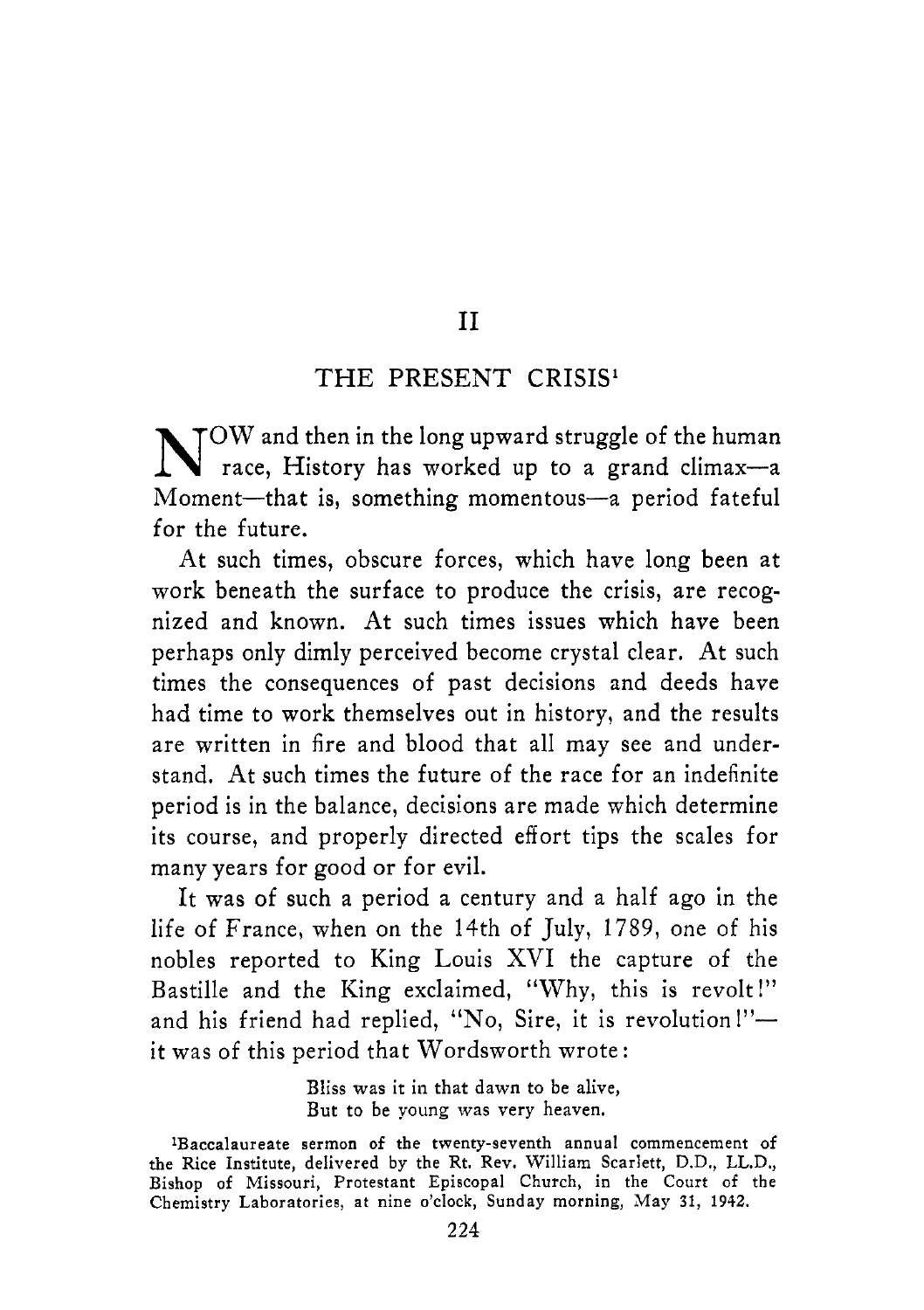## II

# THE PRESENT CRISIS[1]

NOW and then in the long upward struggle of the human race, History has worked up to a grand climax—a Moment—that is, something momentous—a period fateful for the future.

At such times, obscure forces, which have long been at work beneath the surface to produce the crisis, are recognized and known. At such times issues which have been perhaps only dimly perceived become crystal clear. At such times the consequences of past decisions and deeds have had time to work themselves out in history, and the results are written in fire and blood that all may see and understand. At such times the future of the race for an indefinite period is in the balance, decisions are made which determine its course, and properly directed effort tips the scales for many years for good or for evil.

It was of such a period a century and a half ago in the life of France, when on the 14th of July, 1789, one of his nobles reported to King Louis XVI the capture of the Bastille and the King exclaimed, "Why, this is revolt!" and his friend had replied, "No, Sire, it is revolution!"—it was of this period that Wordsworth wrote:

> Bliss was it in that dawn to be alive,
> But to be young was very heaven.

[1]Baccalaureate sermon of the twenty-seventh annual commencement of the Rice Institute, delivered by the Rt. Rev. William Scarlett, D.D., LL.D., Bishop of Missouri, Protestant Episcopal Church, in the Court of the Chemistry Laboratories, at nine o'clock, Sunday morning, May 31, 1942.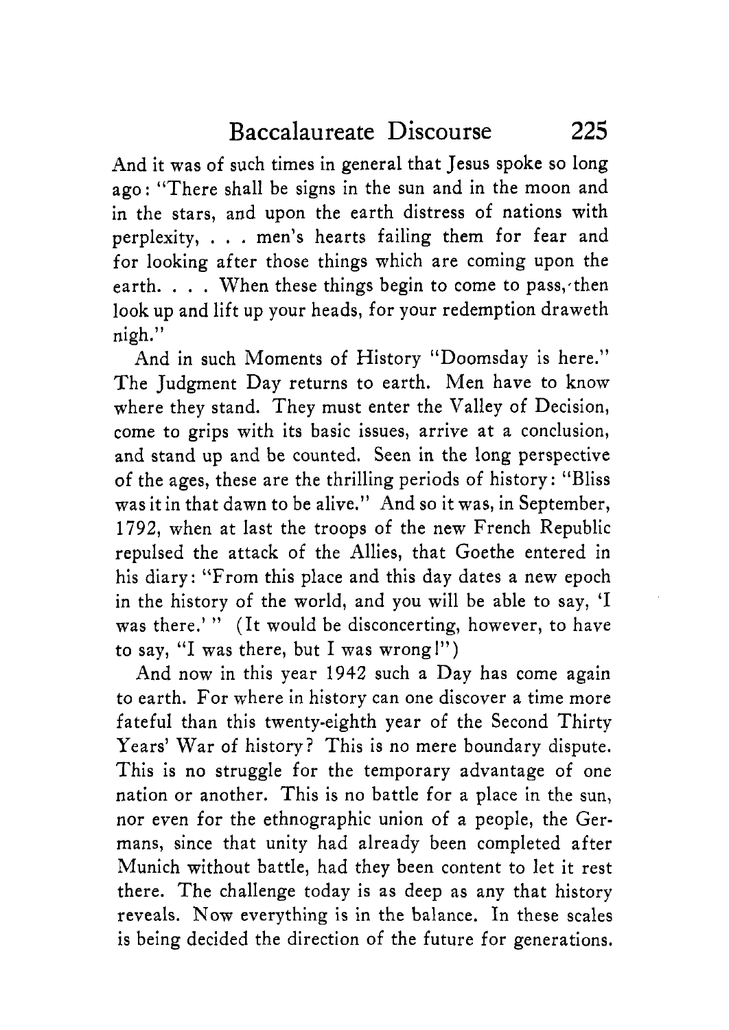And it was of such times in general that Jesus spoke so long ago: "There shall be signs in the sun and in the moon and in the stars, and upon the earth distress of nations with perplexity, . . . men's hearts failing them for fear and for looking after those things which are coming upon the earth. . . . When these things begin to come to pass, then look up and lift up your heads, for your redemption draweth nigh."

And in such Moments of History "Doomsday is here." The Judgment Day returns to earth. Men have to know where they stand. They must enter the Valley of Decision, come to grips with its basic issues, arrive at a conclusion, and stand up and be counted. Seen in the long perspective of the ages, these are the thrilling periods of history: "Bliss was it in that dawn to be alive." And so it was, in September, 1792, when at last the troops of the new French Republic repulsed the attack of the Allies, that Goethe entered in his diary: "From this place and this day dates a new epoch in the history of the world, and you will be able to say, 'I was there.' " (It would be disconcerting, however, to have to say, "I was there, but I was wrong!")

And now in this year 1942 such a Day has come again to earth. For where in history can one discover a time more fateful than this twenty-eighth year of the Second Thirty Years' War of history? This is no mere boundary dispute. This is no struggle for the temporary advantage of one nation or another. This is no battle for a place in the sun, nor even for the ethnographic union of a people, the Germans, since that unity had already been completed after Munich without battle, had they been content to let it rest there. The challenge today is as deep as any that history reveals. Now everything is in the balance. In these scales is being decided the direction of the future for generations.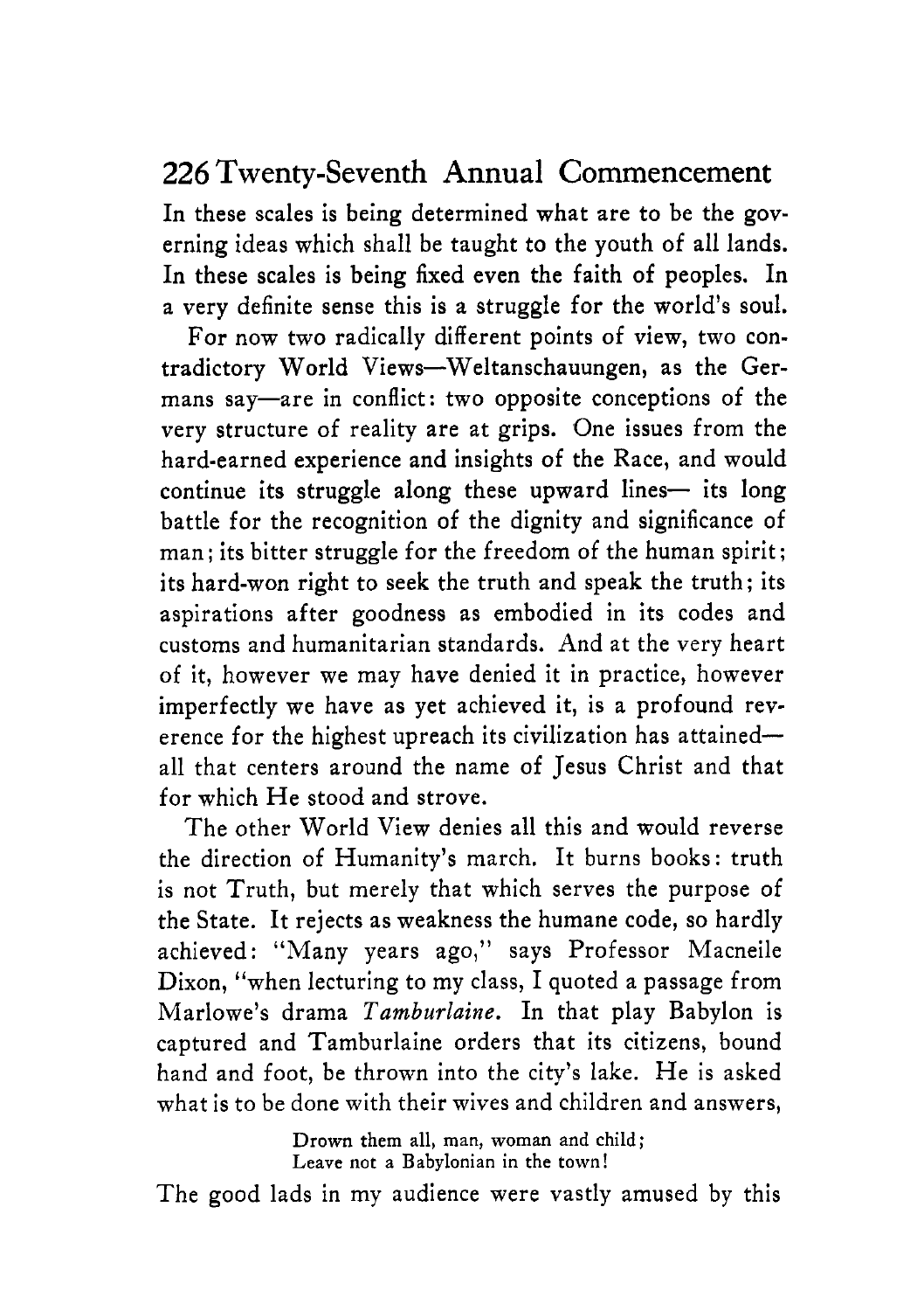In these scales is being determined what are to be the governing ideas which shall be taught to the youth of all lands. In these scales is being fixed even the faith of peoples. In a very definite sense this is a struggle for the world's soul.

For now two radically different points of view, two contradictory World Views—Weltanschauungen, as the Germans say—are in conflict: two opposite conceptions of the very structure of reality are at grips. One issues from the hard-earned experience and insights of the Race, and would continue its struggle along these upward lines— its long battle for the recognition of the dignity and significance of man; its bitter struggle for the freedom of the human spirit; its hard-won right to seek the truth and speak the truth; its aspirations after goodness as embodied in its codes and customs and humanitarian standards. And at the very heart of it, however we may have denied it in practice, however imperfectly we have as yet achieved it, is a profound reverence for the highest upreach its civilization has attained—all that centers around the name of Jesus Christ and that for which He stood and strove.

The other World View denies all this and would reverse the direction of Humanity's march. It burns books: truth is not Truth, but merely that which serves the purpose of the State. It rejects as weakness the humane code, so hardly achieved: "Many years ago," says Professor Macneile Dixon, "when lecturing to my class, I quoted a passage from Marlowe's drama *Tamburlaine*. In that play Babylon is captured and Tamburlaine orders that its citizens, bound hand and foot, be thrown into the city's lake. He is asked what is to be done with their wives and children and answers,

> Drown them all, man, woman and child;
> Leave not a Babylonian in the town!

The good lads in my audience were vastly amused by this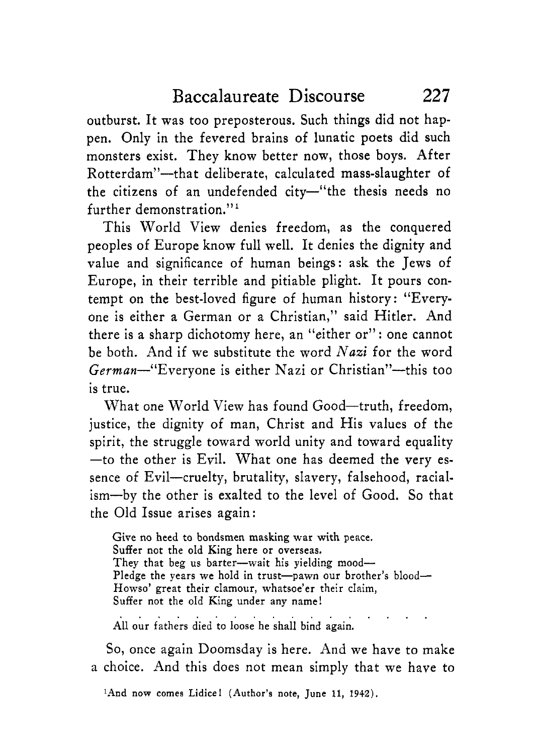outburst. It was too preposterous. Such things did not happen. Only in the fevered brains of lunatic poets did such monsters exist. They know better now, those boys. After Rotterdam"—that deliberate, calculated mass-slaughter of the citizens of an undefended city—"the thesis needs no further demonstration."[1]

This World View denies freedom, as the conquered peoples of Europe know full well. It denies the dignity and value and significance of human beings: ask the Jews of Europe, in their terrible and pitiable plight. It pours contempt on the best-loved figure of human history: "Everyone is either a German or a Christian," said Hitler. And there is a sharp dichotomy here, an "either or": one cannot be both. And if we substitute the word *Nazi* for the word *German*—"Everyone is either Nazi or Christian"—this too is true.

What one World View has found Good—truth, freedom, justice, the dignity of man, Christ and His values of the spirit, the struggle toward world unity and toward equality—to the other is Evil. What one has deemed the very essence of Evil—cruelty, brutality, slavery, falsehood, racialism—by the other is exalted to the level of Good. So that the Old Issue arises again:

> Give no heed to bondsmen masking war with peace.
> Suffer not the old King here or overseas.
> They that beg us barter—wait his yielding mood—
> Pledge the years we hold in trust—pawn our brother's blood—
> Howso' great their clamour, whatsoe'er their claim,
> Suffer not the old King under any name!
>
> . . . . . . . . . . . . . . . .
>
> All our fathers died to loose he shall bind again.

So, once again Doomsday is here. And we have to make a choice. And this does not mean simply that we have to

[1] And now comes Lidice! (Author's note, June 11, 1942).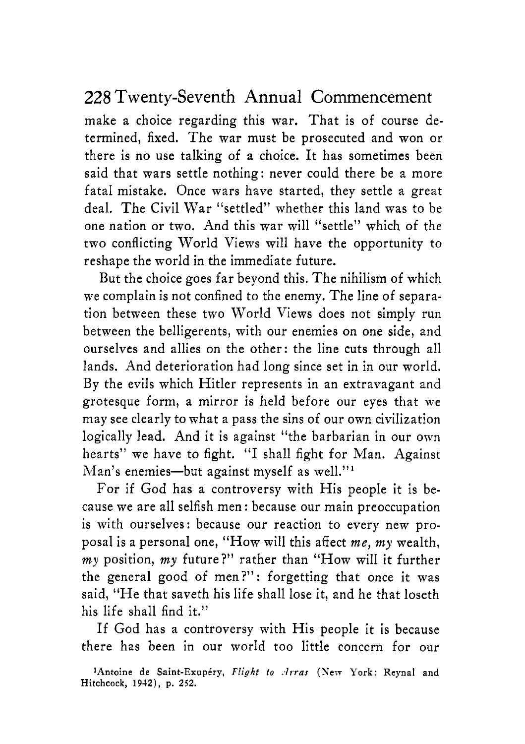make a choice regarding this war. That is of course determined, fixed. The war must be prosecuted and won or there is no use talking of a choice. It has sometimes been said that wars settle nothing: never could there be a more fatal mistake. Once wars have started, they settle a great deal. The Civil War "settled" whether this land was to be one nation or two. And this war will "settle" which of the two conflicting World Views will have the opportunity to reshape the world in the immediate future.

But the choice goes far beyond this. The nihilism of which we complain is not confined to the enemy. The line of separation between these two World Views does not simply run between the belligerents, with our enemies on one side, and ourselves and allies on the other: the line cuts through all lands. And deterioration had long since set in in our world. By the evils which Hitler represents in an extravagant and grotesque form, a mirror is held before our eyes that we may see clearly to what a pass the sins of our own civilization logically lead. And it is against "the barbarian in our own hearts" we have to fight. "I shall fight for Man. Against Man's enemies—but against myself as well."[1]

For if God has a controversy with His people it is because we are all selfish men: because our main preoccupation is with ourselves: because our reaction to every new proposal is a personal one, "How will this affect *me, my* wealth, *my* position, *my* future?" rather than "How will it further the general good of men?": forgetting that once it was said, "He that saveth his life shall lose it, and he that loseth his life shall find it."

If God has a controversy with His people it is because there has been in our world too little concern for our

[1]Antoine de Saint-Exupéry, *Flight to Arras* (New York: Reynal and Hitchcock, 1942), p. 252.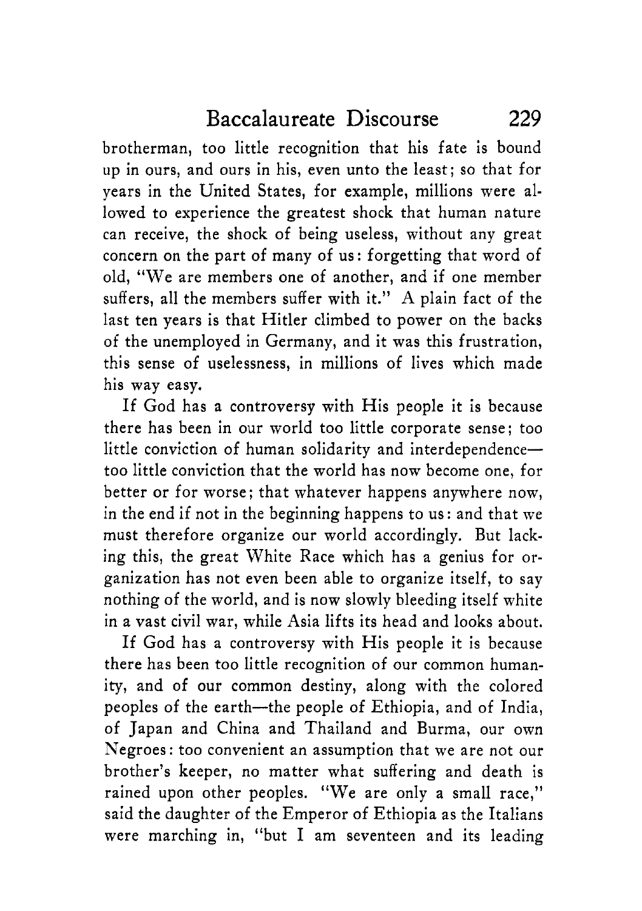brotherman, too little recognition that his fate is bound up in ours, and ours in his, even unto the least; so that for years in the United States, for example, millions were allowed to experience the greatest shock that human nature can receive, the shock of being useless, without any great concern on the part of many of us: forgetting that word of old, "We are members one of another, and if one member suffers, all the members suffer with it." A plain fact of the last ten years is that Hitler climbed to power on the backs of the unemployed in Germany, and it was this frustration, this sense of uselessness, in millions of lives which made his way easy.

If God has a controversy with His people it is because there has been in our world too little corporate sense; too little conviction of human solidarity and interdependence—too little conviction that the world has now become one, for better or for worse; that whatever happens anywhere now, in the end if not in the beginning happens to us: and that we must therefore organize our world accordingly. But lacking this, the great White Race which has a genius for organization has not even been able to organize itself, to say nothing of the world, and is now slowly bleeding itself white in a vast civil war, while Asia lifts its head and looks about.

If God has a controversy with His people it is because there has been too little recognition of our common humanity, and of our common destiny, along with the colored peoples of the earth—the people of Ethiopia, and of India, of Japan and China and Thailand and Burma, our own Negroes: too convenient an assumption that we are not our brother's keeper, no matter what suffering and death is rained upon other peoples. "We are only a small race," said the daughter of the Emperor of Ethiopia as the Italians were marching in, "but I am seventeen and its leading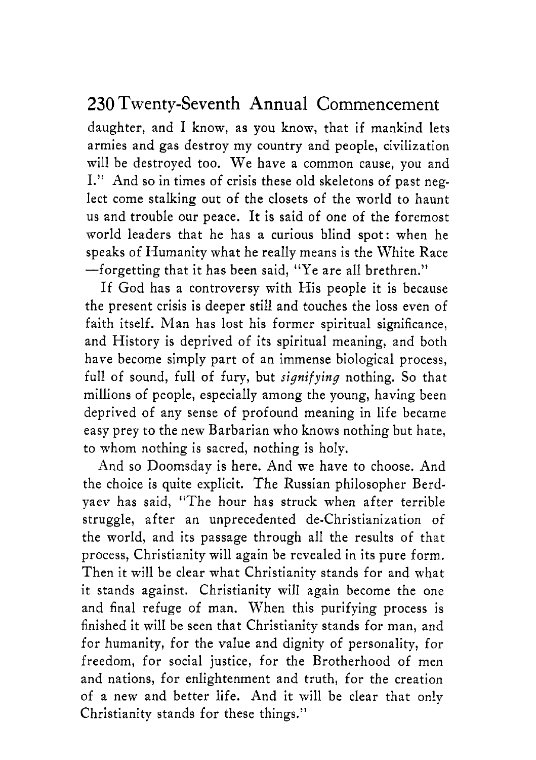daughter, and I know, as you know, that if mankind lets armies and gas destroy my country and people, civilization will be destroyed too. We have a common cause, you and I." And so in times of crisis these old skeletons of past neglect come stalking out of the closets of the world to haunt us and trouble our peace. It is said of one of the foremost world leaders that he has a curious blind spot: when he speaks of Humanity what he really means is the White Race —forgetting that it has been said, "Ye are all brethren."

If God has a controversy with His people it is because the present crisis is deeper still and touches the loss even of faith itself. Man has lost his former spiritual significance, and History is deprived of its spiritual meaning, and both have become simply part of an immense biological process, full of sound, full of fury, but *signifying* nothing. So that millions of people, especially among the young, having been deprived of any sense of profound meaning in life became easy prey to the new Barbarian who knows nothing but hate, to whom nothing is sacred, nothing is holy.

And so Doomsday is here. And we have to choose. And the choice is quite explicit. The Russian philosopher Berdyaev has said, "The hour has struck when after terrible struggle, after an unprecedented de-Christianization of the world, and its passage through all the results of that process, Christianity will again be revealed in its pure form. Then it will be clear what Christianity stands for and what it stands against. Christianity will again become the one and final refuge of man. When this purifying process is finished it will be seen that Christianity stands for man, and for humanity, for the value and dignity of personality, for freedom, for social justice, for the Brotherhood of men and nations, for enlightenment and truth, for the creation of a new and better life. And it will be clear that only Christianity stands for these things."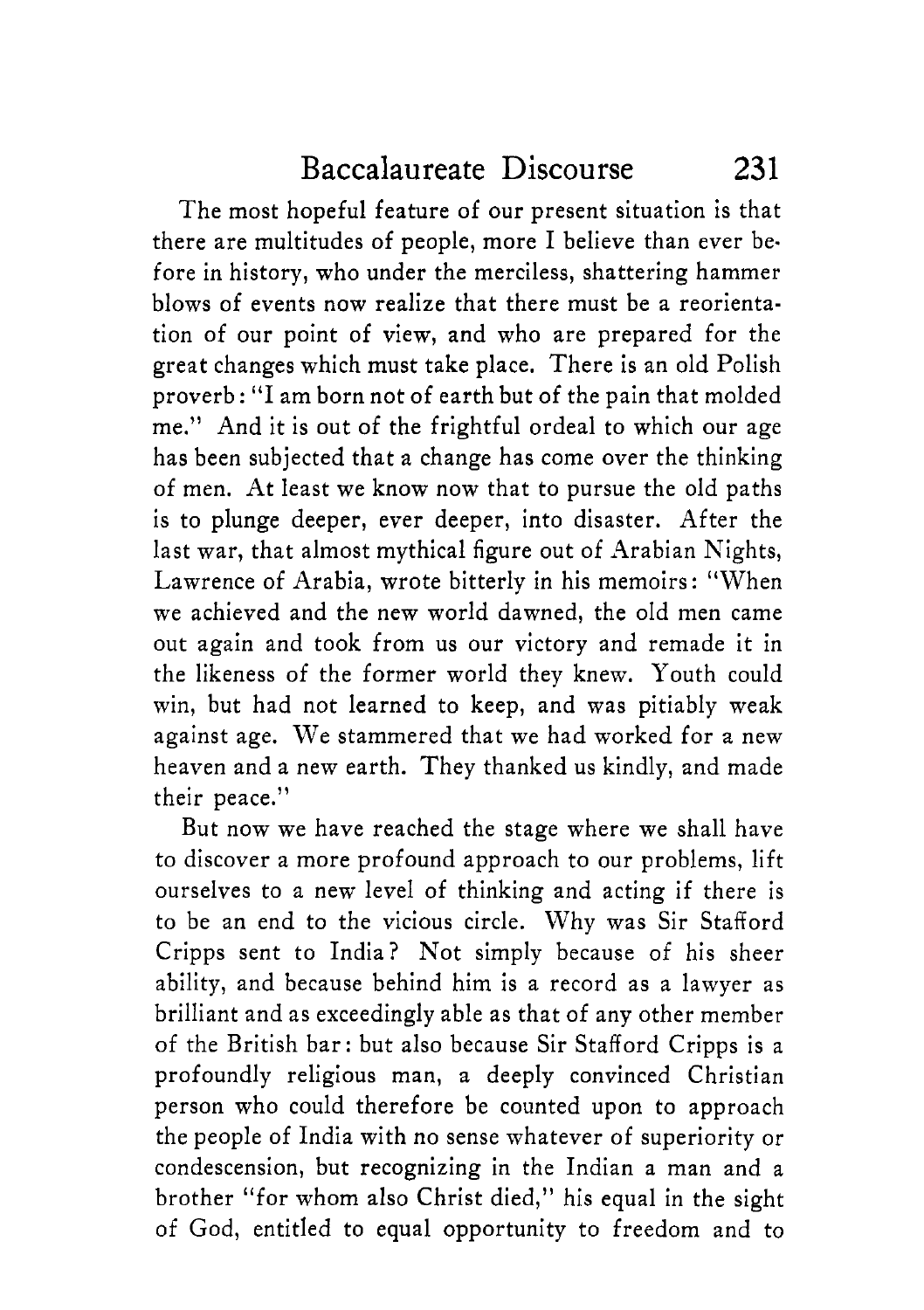The most hopeful feature of our present situation is that there are multitudes of people, more I believe than ever before in history, who under the merciless, shattering hammer blows of events now realize that there must be a reorientation of our point of view, and who are prepared for the great changes which must take place. There is an old Polish proverb: "I am born not of earth but of the pain that molded me." And it is out of the frightful ordeal to which our age has been subjected that a change has come over the thinking of men. At least we know now that to pursue the old paths is to plunge deeper, ever deeper, into disaster. After the last war, that almost mythical figure out of Arabian Nights, Lawrence of Arabia, wrote bitterly in his memoirs: "When we achieved and the new world dawned, the old men came out again and took from us our victory and remade it in the likeness of the former world they knew. Youth could win, but had not learned to keep, and was pitiably weak against age. We stammered that we had worked for a new heaven and a new earth. They thanked us kindly, and made their peace."

But now we have reached the stage where we shall have to discover a more profound approach to our problems, lift ourselves to a new level of thinking and acting if there is to be an end to the vicious circle. Why was Sir Stafford Cripps sent to India? Not simply because of his sheer ability, and because behind him is a record as a lawyer as brilliant and as exceedingly able as that of any other member of the British bar: but also because Sir Stafford Cripps is a profoundly religious man, a deeply convinced Christian person who could therefore be counted upon to approach the people of India with no sense whatever of superiority or condescension, but recognizing in the Indian a man and a brother "for whom also Christ died," his equal in the sight of God, entitled to equal opportunity to freedom and to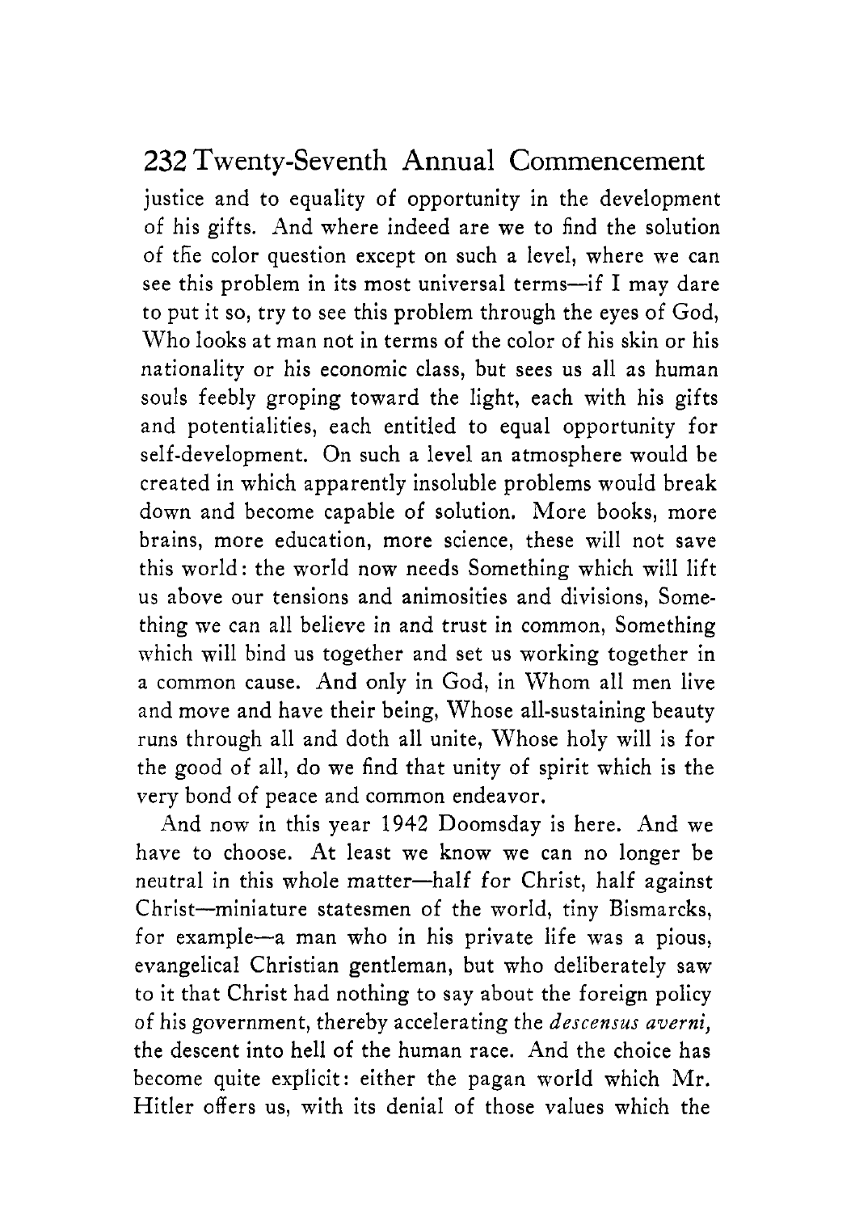justice and to equality of opportunity in the development of his gifts. And where indeed are we to find the solution of the color question except on such a level, where we can see this problem in its most universal terms—if I may dare to put it so, try to see this problem through the eyes of God, Who looks at man not in terms of the color of his skin or his nationality or his economic class, but sees us all as human souls feebly groping toward the light, each with his gifts and potentialities, each entitled to equal opportunity for self-development. On such a level an atmosphere would be created in which apparently insoluble problems would break down and become capable of solution. More books, more brains, more education, more science, these will not save this world: the world now needs Something which will lift us above our tensions and animosities and divisions, Something we can all believe in and trust in common, Something which will bind us together and set us working together in a common cause. And only in God, in Whom all men live and move and have their being, Whose all-sustaining beauty runs through all and doth all unite, Whose holy will is for the good of all, do we find that unity of spirit which is the very bond of peace and common endeavor.

And now in this year 1942 Doomsday is here. And we have to choose. At least we know we can no longer be neutral in this whole matter—half for Christ, half against Christ—miniature statesmen of the world, tiny Bismarcks, for example—a man who in his private life was a pious, evangelical Christian gentleman, but who deliberately saw to it that Christ had nothing to say about the foreign policy of his government, thereby accelerating the *descensus averni*, the descent into hell of the human race. And the choice has become quite explicit: either the pagan world which Mr. Hitler offers us, with its denial of those values which the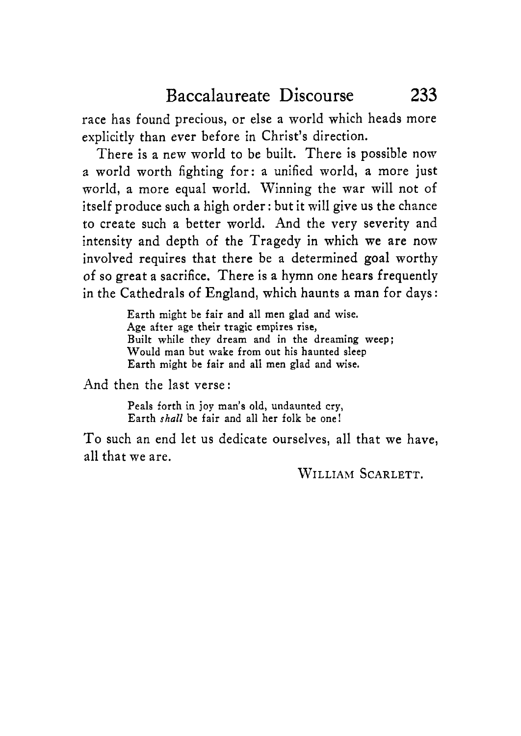race has found precious, or else a world which heads more explicitly than ever before in Christ's direction.

There is a new world to be built. There is possible now a world worth fighting for: a unified world, a more just world, a more equal world. Winning the war will not of itself produce such a high order: but it will give us the chance to create such a better world. And the very severity and intensity and depth of the Tragedy in which we are now involved requires that there be a determined goal worthy of so great a sacrifice. There is a hymn one hears frequently in the Cathedrals of England, which haunts a man for days:

> Earth might be fair and all men glad and wise.
> Age after age their tragic empires rise,
> Built while they dream and in the dreaming weep;
> Would man but wake from out his haunted sleep
> Earth might be fair and all men glad and wise.

And then the last verse:

> Peals forth in joy man's old, undaunted cry,
> Earth *shall* be fair and all her folk be one!

To such an end let us dedicate ourselves, all that we have, all that we are.

WILLIAM SCARLETT.